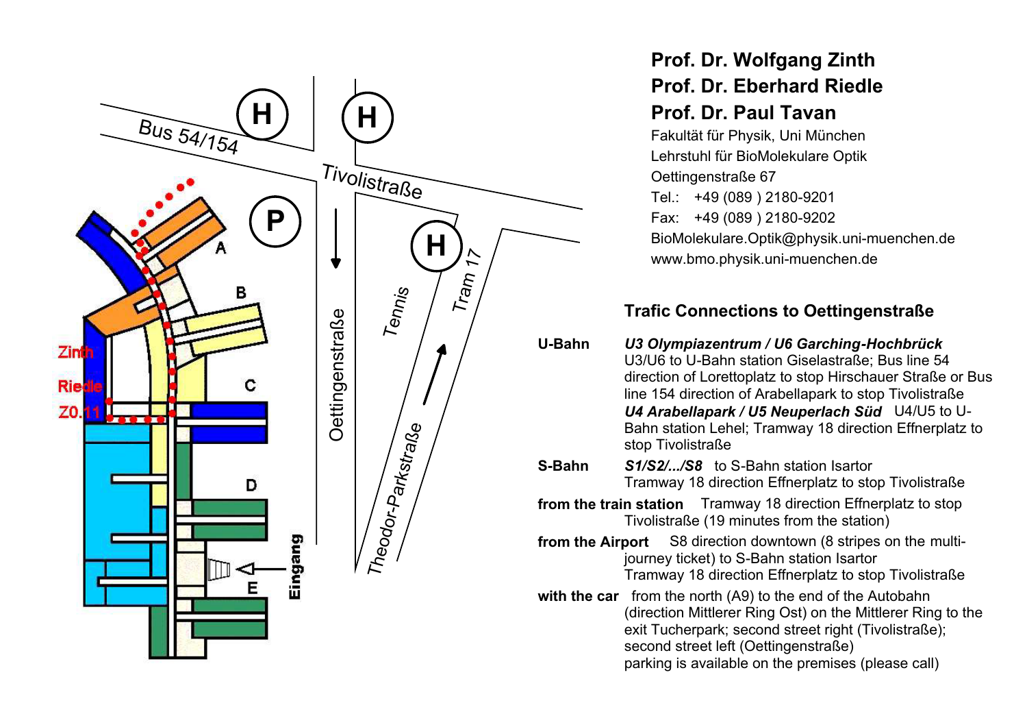**Prof. Dr. Wolfgang Zinth**
**Prof. Dr. Eberhard Riedle**
**Prof. Dr. Paul Tavan**

Fakultät für Physik, Uni München
Lehrstuhl für BioMolekulare Optik
Oettingenstraße 67
Tel.: +49 (089 ) 2180-9201
Fax: +49 (089 ) 2180-9202
BioMolekulare.Optik@physik.uni-muenchen.de
www.bmo.physik.uni-muenchen.de

## Trafic Connections to Oettingenstraße

**U-Bahn** ***U3 Olympiazentrum / U6 Garching-Hochbrück*** U3/U6 to U-Bahn station Giselastraße; Bus line 54 direction of Lorettoplatz to stop Hirschauer Straße or Bus line 154 direction of Arabellapark to stop Tivolistraße
***U4 Arabellapark / U5 Neuperlach Süd*** U4/U5 to U-Bahn station Lehel; Tramway 18 direction Effnerplatz to stop Tivolistraße

**S-Bahn** ***S1/S2/.../S8*** to S-Bahn station Isartor
Tramway 18 direction Effnerplatz to stop Tivolistraße

**from the train station** Tramway 18 direction Effnerplatz to stop Tivolistraße (19 minutes from the station)

**from the Airport** S8 direction downtown (8 stripes on the multi-journey ticket) to S-Bahn station Isartor
Tramway 18 direction Effnerplatz to stop Tivolistraße

**with the car** from the north (A9) to the end of the Autobahn (direction Mittlerer Ring Ost) on the Mittlerer Ring to the exit Tucherpark; second street right (Tivolistraße); second street left (Oettingenstraße)
parking is available on the premises (please call)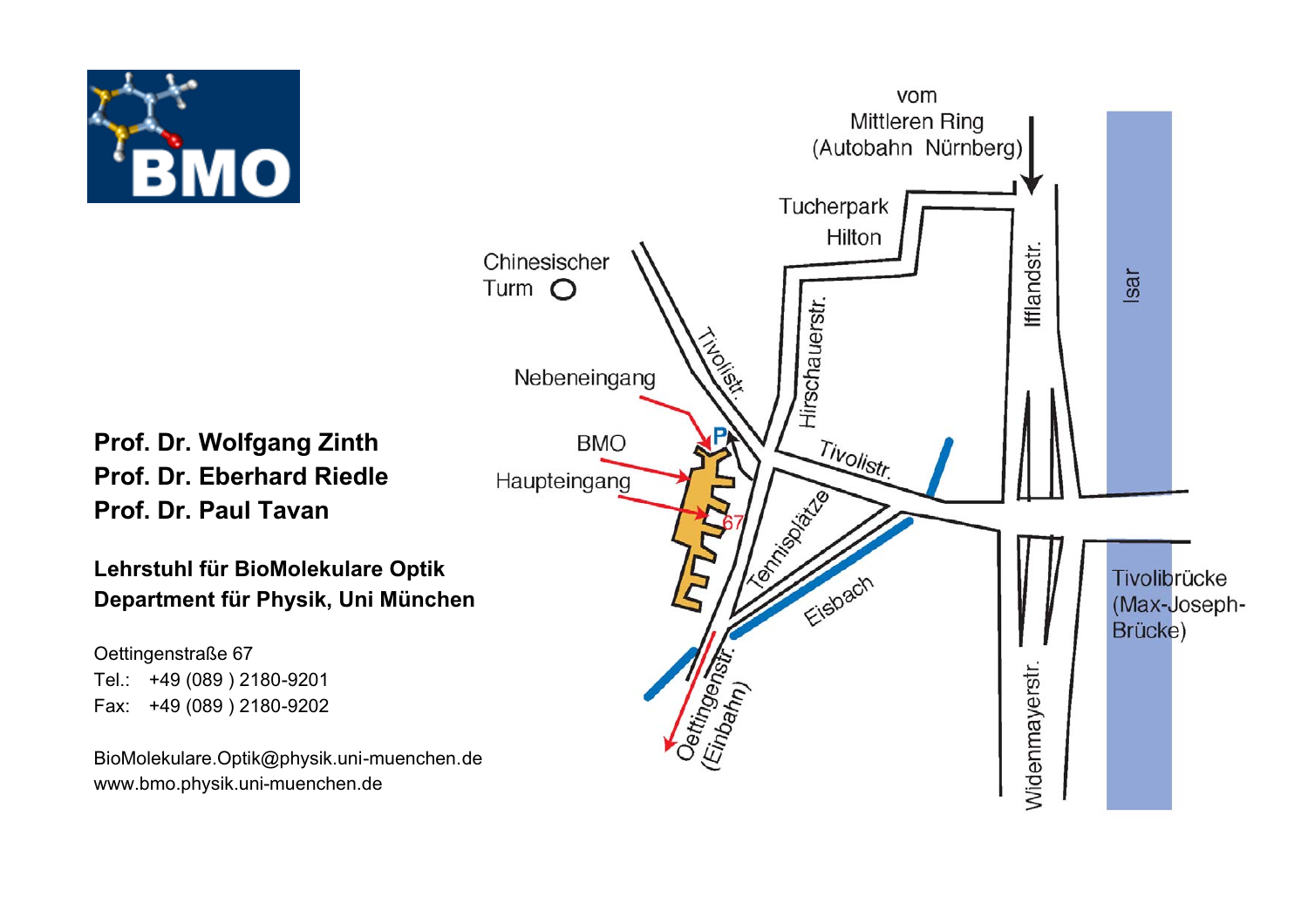BMO

**Prof. Dr. Wolfgang Zinth**
**Prof. Dr. Eberhard Riedle**
**Prof. Dr. Paul Tavan**

**Lehrstuhl für BioMolekulare Optik**
**Department für Physik, Uni München**

Oettingenstraße 67
Tel.: +49 (089 ) 2180-9201
Fax: +49 (089 ) 2180-9202

BioMolekulare.Optik@physik.uni-muenchen.de
www.bmo.physik.uni-muenchen.de

vom Mittleren Ring (Autobahn Nürnberg)

Tucherpark Hilton

Chinesischer Turm

Nebeneingang

BMO Haupteingang

67

P

Tivolistr.

Hirschauerstr.

Ifflandstr.

Isar

Tennisplätze

Eisbach

Oettingenstr. (Einbahn)

Widenmayerstr.

Tivolibrücke (Max-Joseph-Brücke)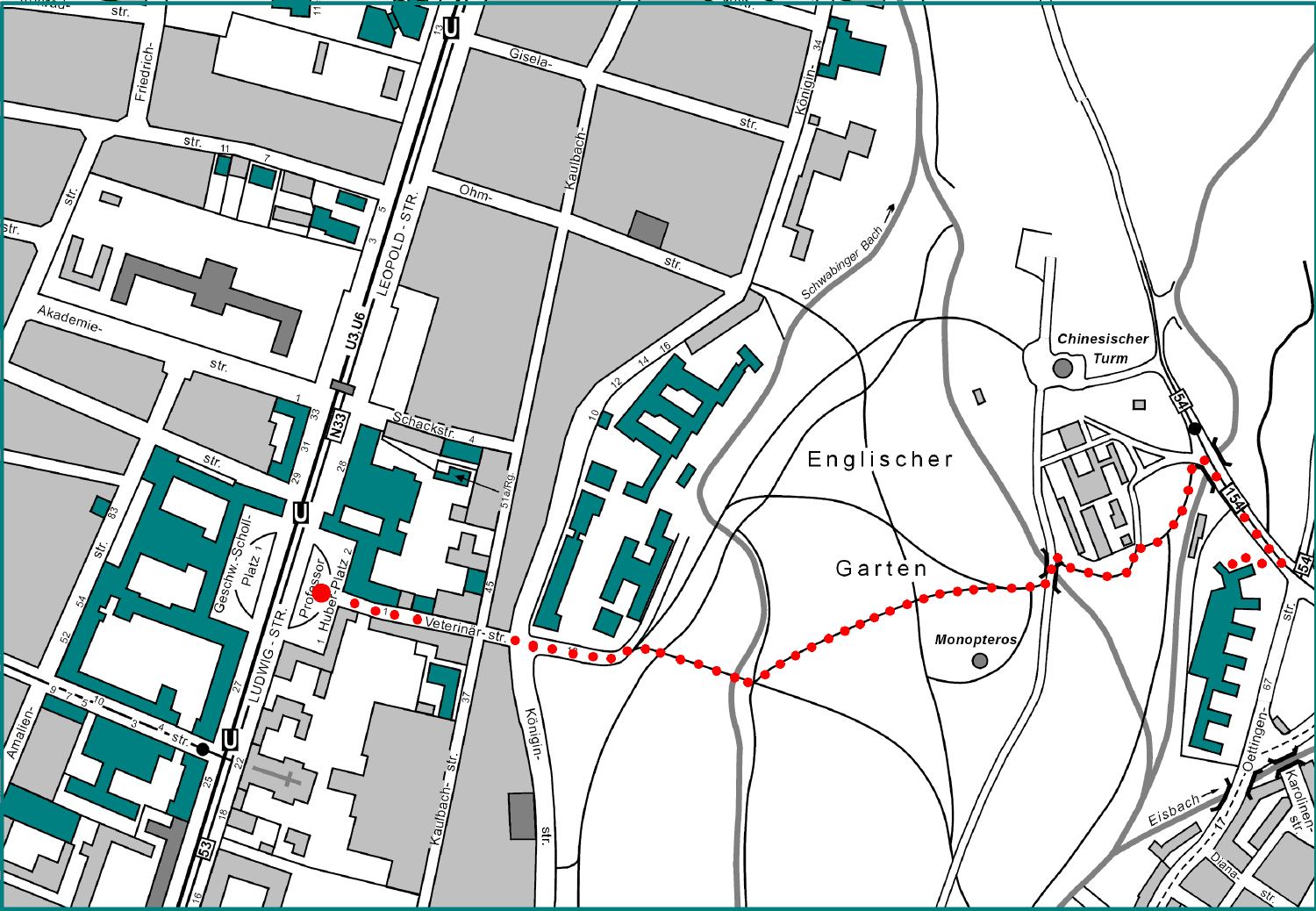Amalien-
str.
Friedrich-
str.
Akademie-
str.
str.
Gisela-
Kaulbach-
str.
Ohm-
str.
Königin-
str.
Schwabinger Bach
LEOPOLD-STR.
U3,U6
N33
Schackstr.
51a/Rg.
Geschw.-Scholl-Platz 1
Professor Huber-Platz 2
LUDWIG-STR.
Veterinär-str.
Kaulbach-str.
Königin-str.
Englischer
Garten
Chinesischer Turm
Monopteros
154
54
53
Oettingen-str.
Eisbach
Karolinen-str.
Diana-str.
17